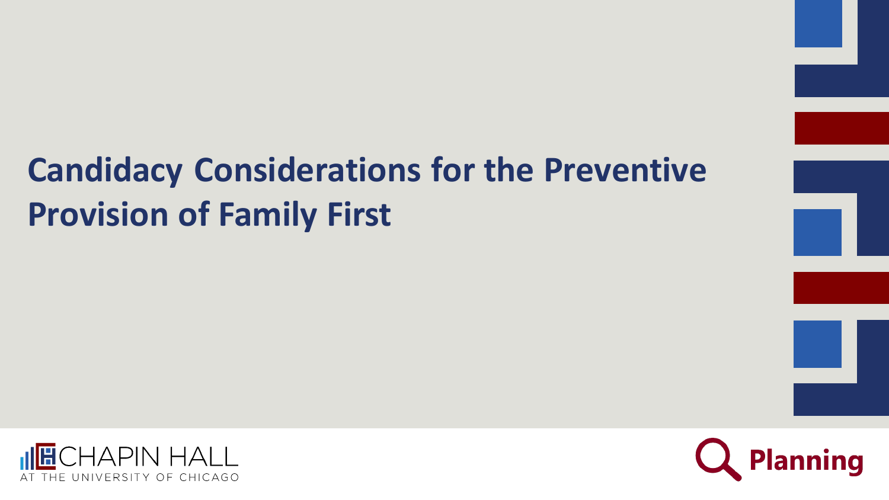# Candidacy Considerations for the Preventive Provision of Family First

CHAPIN HALL
AT THE UNIVERSITY OF CHICAGO

Planning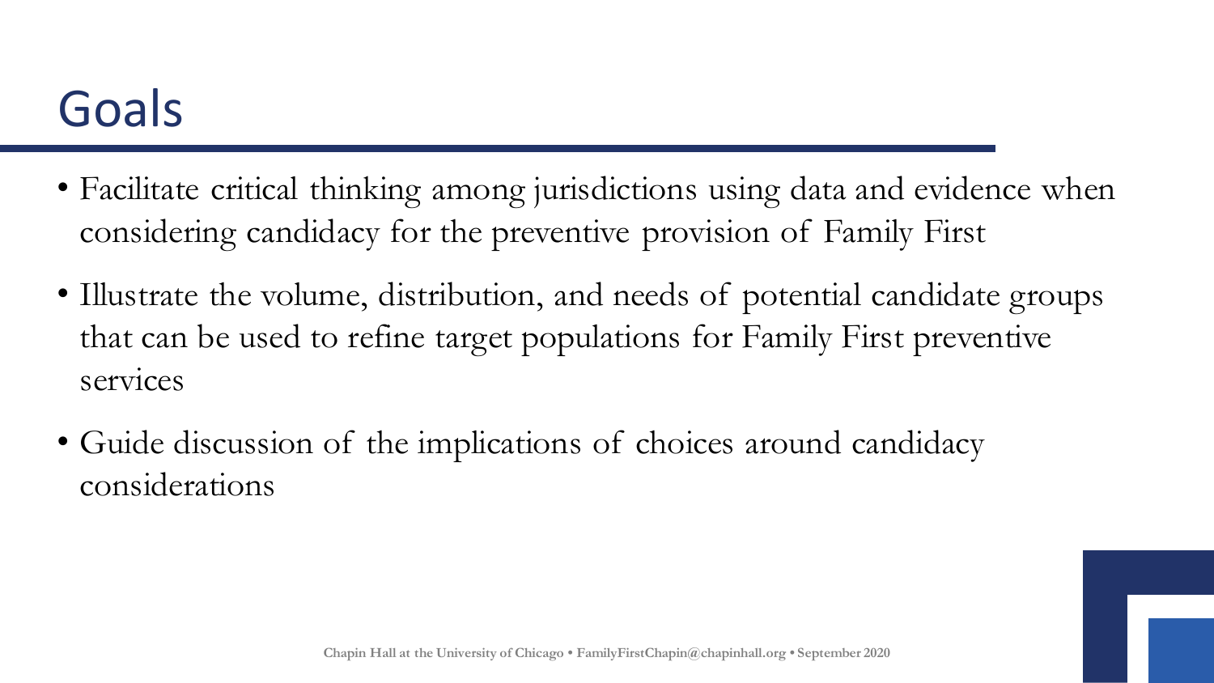# Goals

- Facilitate critical thinking among jurisdictions using data and evidence when considering candidacy for the preventive provision of Family First
- Illustrate the volume, distribution, and needs of potential candidate groups that can be used to refine target populations for Family First preventive services
- Guide discussion of the implications of choices around candidacy considerations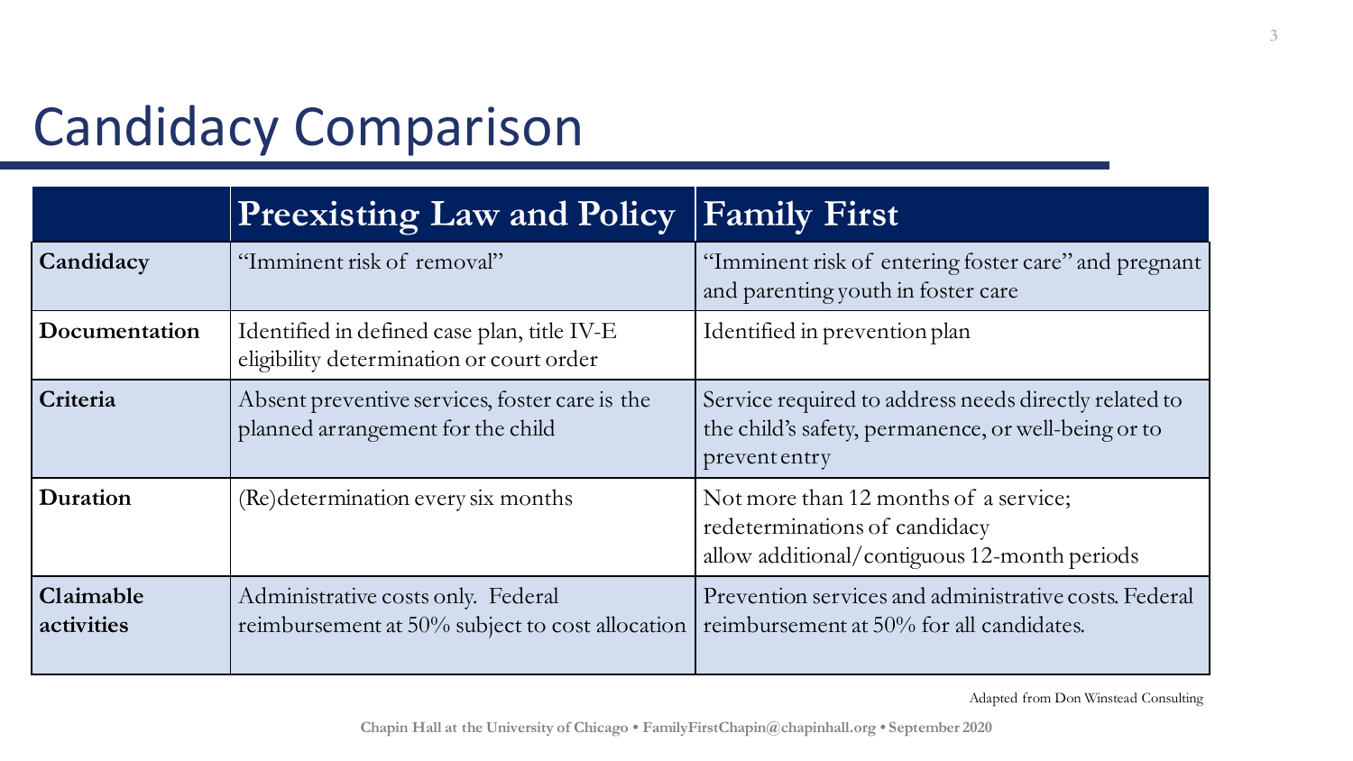# Candidacy Comparison

| | Preexisting Law and Policy | Family First |
|---|---|---|
| **Candidacy** | "Imminent risk of removal" | "Imminent risk of entering foster care" and pregnant and parenting youth in foster care |
| **Documentation** | Identified in defined case plan, title IV-E eligibility determination or court order | Identified in prevention plan |
| **Criteria** | Absent preventive services, foster care is the planned arrangement for the child | Service required to address needs directly related to the child's safety, permanence, or well-being or to prevent entry |
| **Duration** | (Re)determination every six months | Not more than 12 months of a service; redeterminations of candidacy allow additional/contiguous 12-month periods |
| **Claimable activities** | Administrative costs only. Federal reimbursement at 50% subject to cost allocation | Prevention services and administrative costs. Federal reimbursement at 50% for all candidates. |

Adapted from Don Winstead Consulting

Chapin Hall at the University of Chicago • FamilyFirstChapin@chapinhall.org • September 2020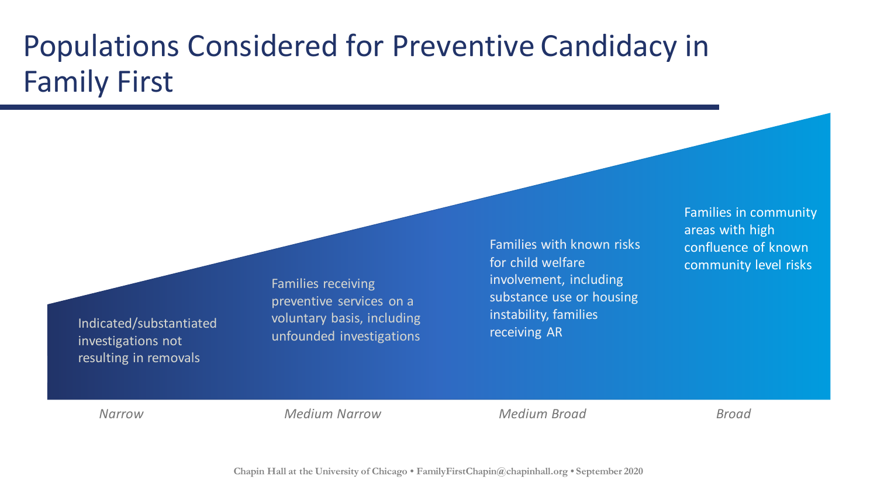# Populations Considered for Preventive Candidacy in Family First

| Narrow | Medium Narrow | Medium Broad | Broad |
| --- | --- | --- | --- |
| Indicated/substantiated investigations not resulting in removals | Families receiving preventive services on a voluntary basis, including unfounded investigations | Families with known risks for child welfare involvement, including substance use or housing instability, families receiving AR | Families in community areas with high confluence of known community level risks |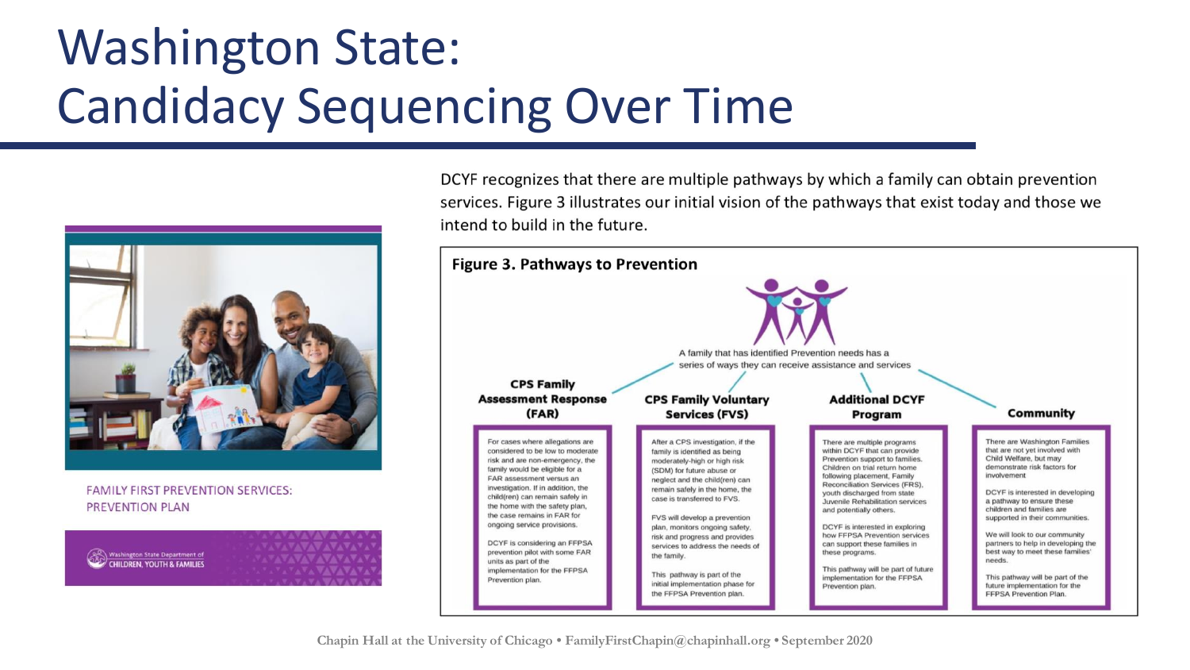# Washington State: Candidacy Sequencing Over Time

FAMILY FIRST PREVENTION SERVICES: PREVENTION PLAN

Washington State Department of CHILDREN, YOUTH & FAMILIES

DCYF recognizes that there are multiple pathways by which a family can obtain prevention services. Figure 3 illustrates our initial vision of the pathways that exist today and those we intend to build in the future.

**Figure 3. Pathways to Prevention**

A family that has identified Prevention needs has a series of ways they can receive assistance and services

**CPS Family Assessment Response (FAR)**

For cases where allegations are considered to be low to moderate risk and are non-emergency, the family would be eligible for a FAR assessment versus an investigation. If in addition, the child(ren) can remain safely in the home with the safety plan, the case remains in FAR for ongoing service provisions.

DCYF is considering an FFPSA prevention pilot with some FAR units as part of the implementation for the FFPSA Prevention plan.

**CPS Family Voluntary Services (FVS)**

After a CPS investigation, if the family is identified as being moderately-high or high risk (SDM) for future abuse or neglect and the child(ren) can remain safely in the home, the case is transferred to FVS.

FVS will develop a prevention plan, monitors ongoing safety, risk and progress and provides services to address the needs of the family.

This pathway is part of the initial implementation phase for the FFPSA Prevention plan.

**Additional DCYF Program**

There are multiple programs within DCYF that can provide Prevention support to families. Children on trial return home following placement, Family Reconciliation Services (FRS), youth discharged from state Juvenile Rehabilitation services and potentially others.

DCYF is interested in exploring how FFPSA Prevention services can support these families in these programs.

This pathway will be part of future implementation for the FFPSA Prevention plan.

**Community**

There are Washington Families that are not yet involved with Child Welfare, but may demonstrate risk factors for involvement

DCYF is interested in developing a pathway to ensure these children and families are supported in their communities.

We will look to our community partners to help in developing the best way to meet these families' needs.

This pathway will be part of the future implementation for the FFPSA Prevention Plan.

Chapin Hall at the University of Chicago • FamilyFirstChapin@chapinhall.org • September 2020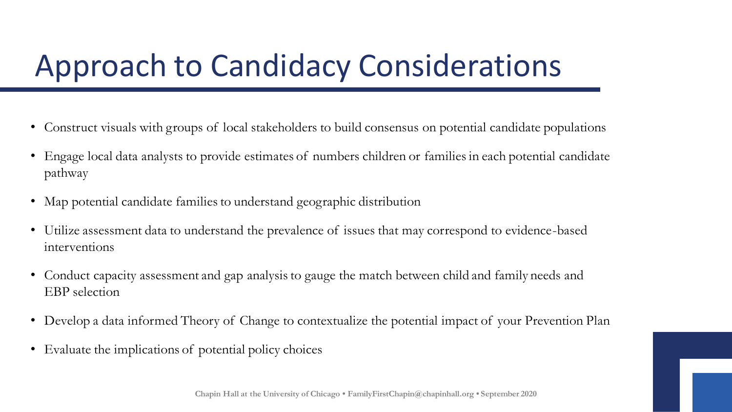# Approach to Candidacy Considerations

- Construct visuals with groups of local stakeholders to build consensus on potential candidate populations
- Engage local data analysts to provide estimates of numbers children or families in each potential candidate pathway
- Map potential candidate families to understand geographic distribution
- Utilize assessment data to understand the prevalence of issues that may correspond to evidence-based interventions
- Conduct capacity assessment and gap analysis to gauge the match between child and family needs and EBP selection
- Develop a data informed Theory of Change to contextualize the potential impact of your Prevention Plan
- Evaluate the implications of potential policy choices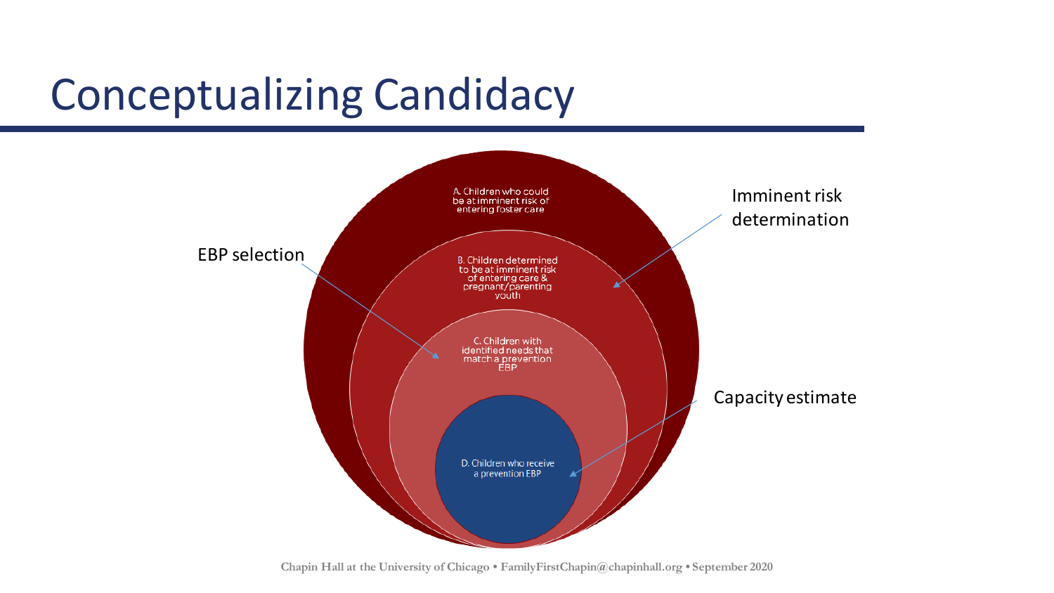# Conceptualizing Candidacy

A. Children who could be at imminent risk of entering foster care

B. Children determined to be at imminent risk of entering care & pregnant/parenting youth

C. Children with identified needs that match a prevention EBP

D. Children who receive a prevention EBP

Imminent risk determination

EBP selection

Capacity estimate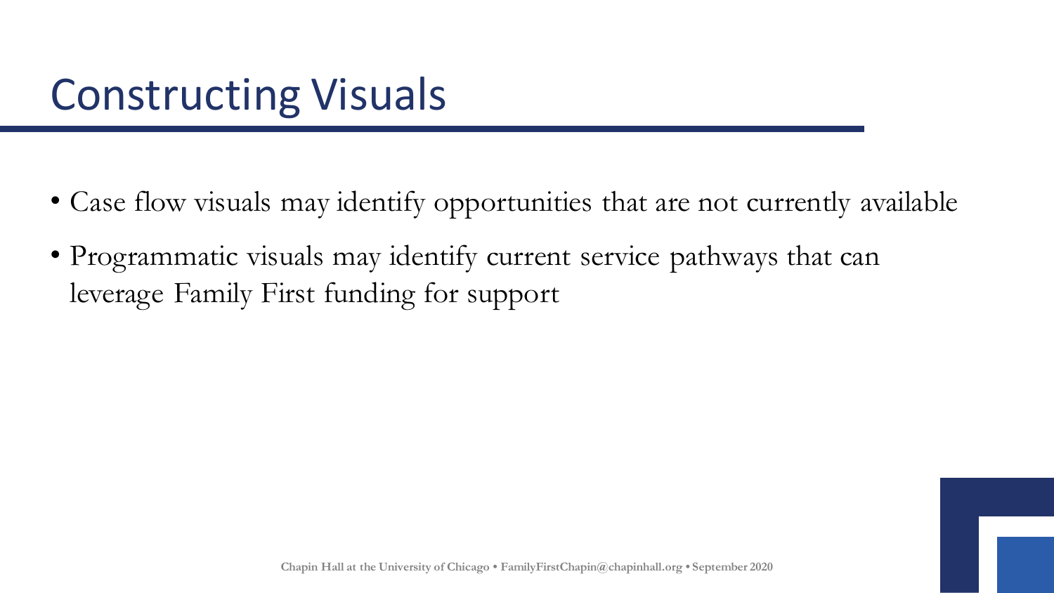# Constructing Visuals

- Case flow visuals may identify opportunities that are not currently available
- Programmatic visuals may identify current service pathways that can leverage Family First funding for support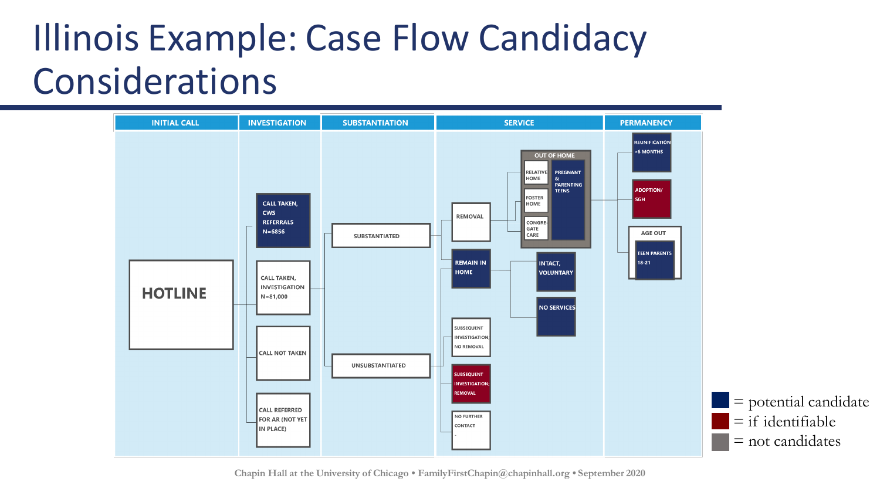# Illinois Example: Case Flow Candidacy Considerations

| INITIAL CALL | INVESTIGATION | SUBSTANTIATION | SERVICE | PERMANENCY |
|---|---|---|---|---|
| HOTLINE | CALL TAKEN, CWS REFERRALS N=6856 | SUBSTANTIATED | REMOVAL → OUT OF HOME: RELATIVE HOME; FOSTER HOME; CONGREGATE CARE; PREGNANT & PARENTING TEENS | REUNIFICATION <6 MONTHS |
| | CALL TAKEN, INVESTIGATION N=81,000 | UNSUBSTANTIATED | REMAIN IN HOME → INTACT, VOLUNTARY; NO SERVICES | ADOPTION/ SGH |
| | CALL NOT TAKEN | | SUBSEQUENT INVESTIGATION; NO REMOVAL | AGE OUT → TEEN PARENTS 18-21 |
| | CALL REFERRED FOR AR (NOT YET IN PLACE) | | SUBSEQUENT INVESTIGATION; REMOVAL | |
| | | | NO FURTHER CONTACT | |

■ = potential candidate
■ = if identifiable
■ = not candidates

Chapin Hall at the University of Chicago • FamilyFirstChapin@chapinhall.org • September 2020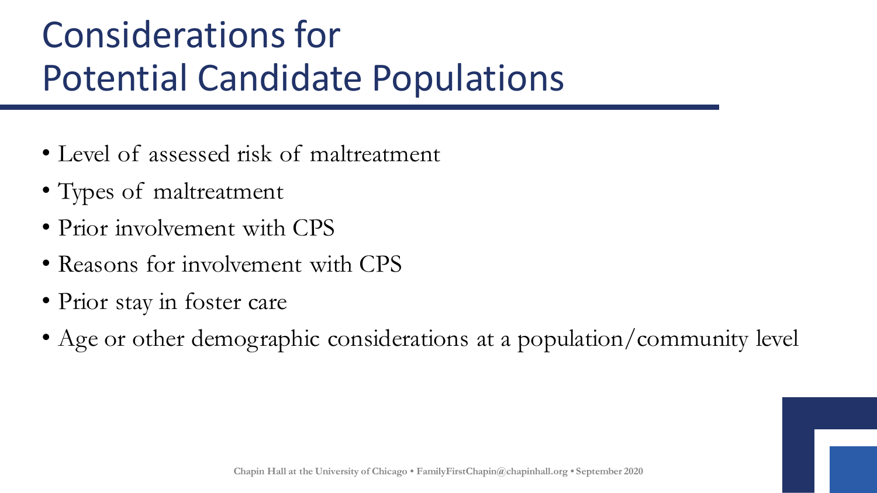# Considerations for Potential Candidate Populations

- Level of assessed risk of maltreatment
- Types of maltreatment
- Prior involvement with CPS
- Reasons for involvement with CPS
- Prior stay in foster care
- Age or other demographic considerations at a population/community level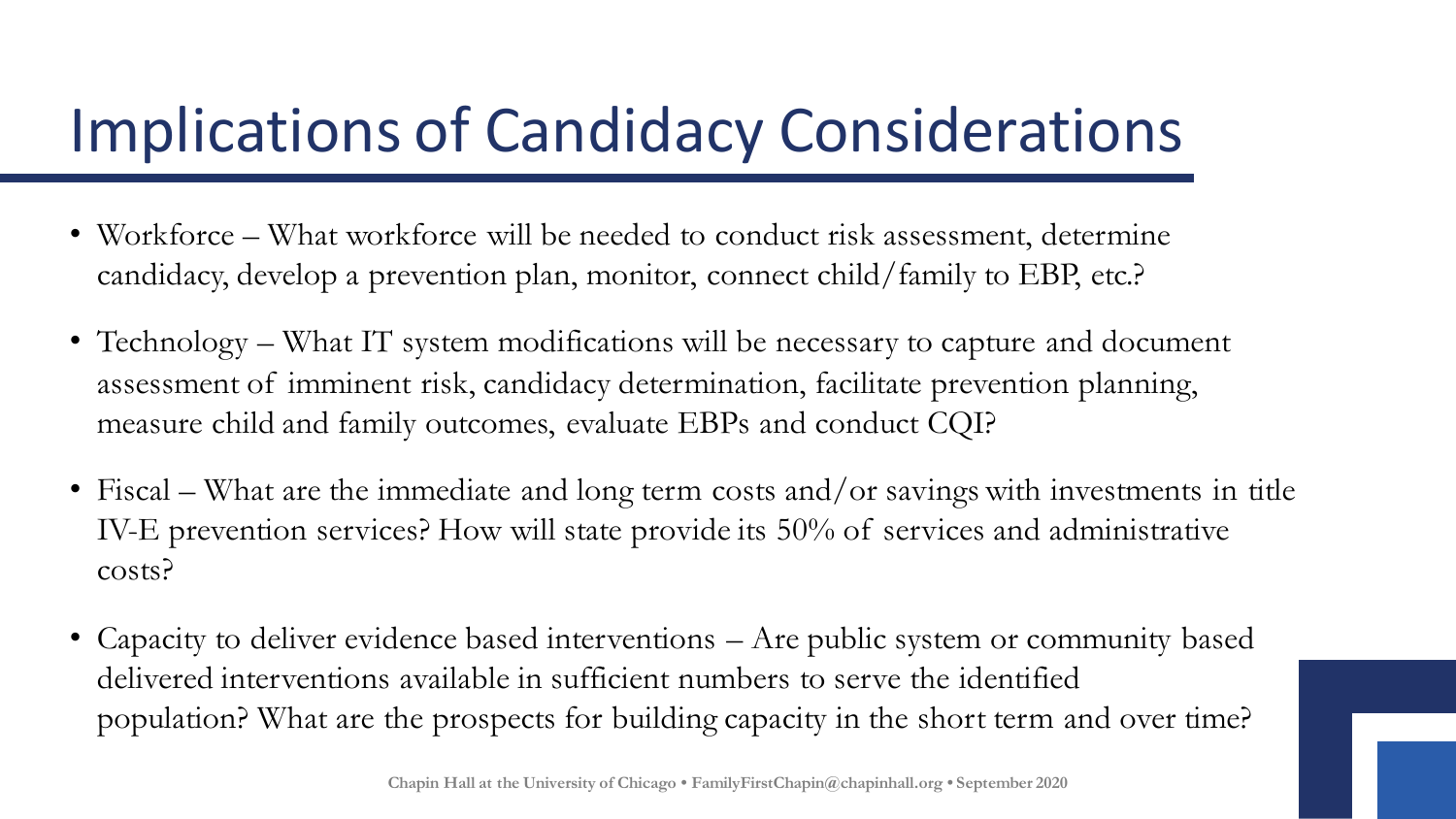# Implications of Candidacy Considerations

- Workforce – What workforce will be needed to conduct risk assessment, determine candidacy, develop a prevention plan, monitor, connect child/family to EBP, etc.?
- Technology – What IT system modifications will be necessary to capture and document assessment of imminent risk, candidacy determination, facilitate prevention planning, measure child and family outcomes, evaluate EBPs and conduct CQI?
- Fiscal – What are the immediate and long term costs and/or savings with investments in title IV-E prevention services? How will state provide its 50% of services and administrative costs?
- Capacity to deliver evidence based interventions – Are public system or community based delivered interventions available in sufficient numbers to serve the identified population? What are the prospects for building capacity in the short term and over time?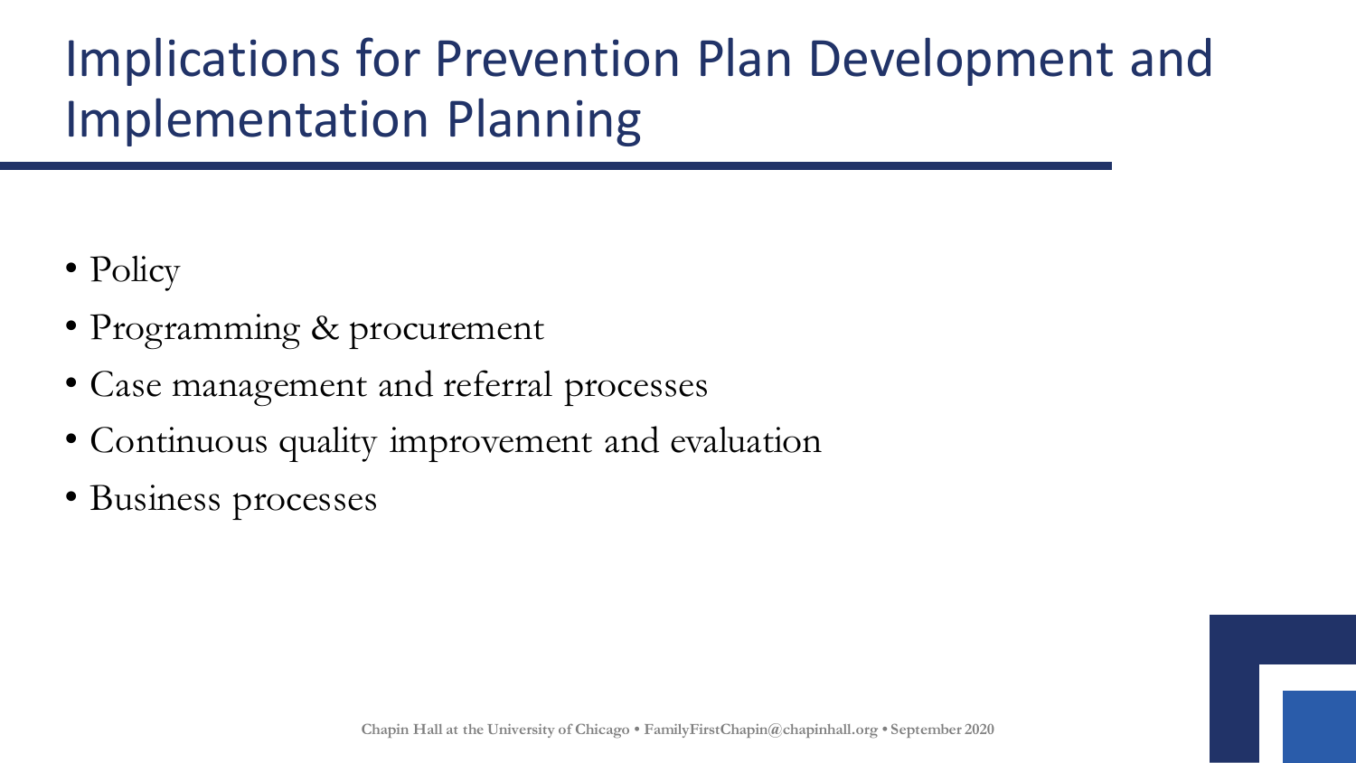# Implications for Prevention Plan Development and Implementation Planning

- Policy
- Programming & procurement
- Case management and referral processes
- Continuous quality improvement and evaluation
- Business processes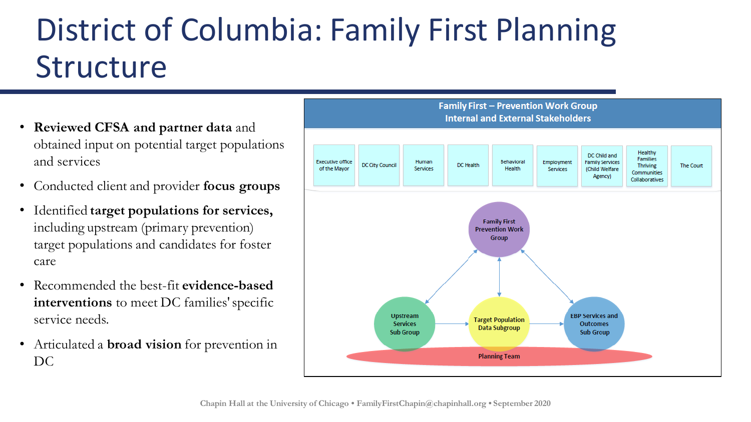# District of Columbia: Family First Planning Structure

- **Reviewed CFSA and partner data** and obtained input on potential target populations and services
- Conducted client and provider **focus groups**
- Identified **target populations for services,** including upstream (primary prevention) target populations and candidates for foster care
- Recommended the best-fit **evidence-based interventions** to meet DC families' specific service needs.
- Articulated a **broad vision** for prevention in DC

Family First – Prevention Work Group
Internal and External Stakeholders

Executive office of the Mayor
DC City Council
Human Services
DC Health
Behavioral Health
Employment Services
DC Child and Family Services (Child Welfare Agency)
Healthy Families Thriving Communities Collaboratives
The Court

Family First Prevention Work Group
Upstream Services Sub Group
Target Population Data Subgroup
EBP Services and Outcomes Sub Group
Planning Team

Chapin Hall at the University of Chicago • FamilyFirstChapin@chapinhall.org • September 2020